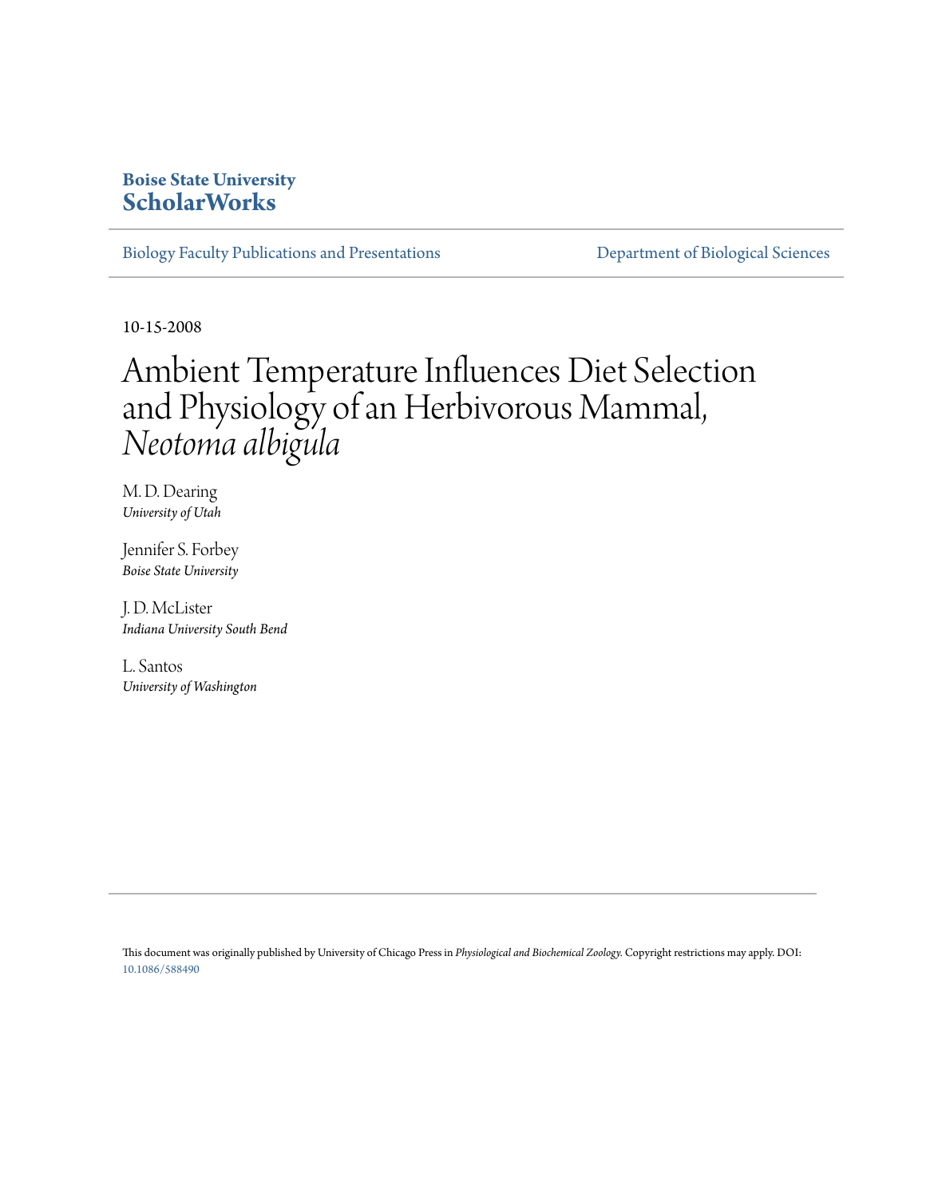**Boise State University**
**ScholarWorks**

Biology Faculty Publications and Presentations | Department of Biological Sciences

10-15-2008

# Ambient Temperature Influences Diet Selection and Physiology of an Herbivorous Mammal, *Neotoma albigula*

M. D. Dearing
*University of Utah*

Jennifer S. Forbey
*Boise State University*

J. D. McLister
*Indiana University South Bend*

L. Santos
*University of Washington*

This document was originally published by University of Chicago Press in *Physiological and Biochemical Zoology*. Copyright restrictions may apply. DOI: 10.1086/588490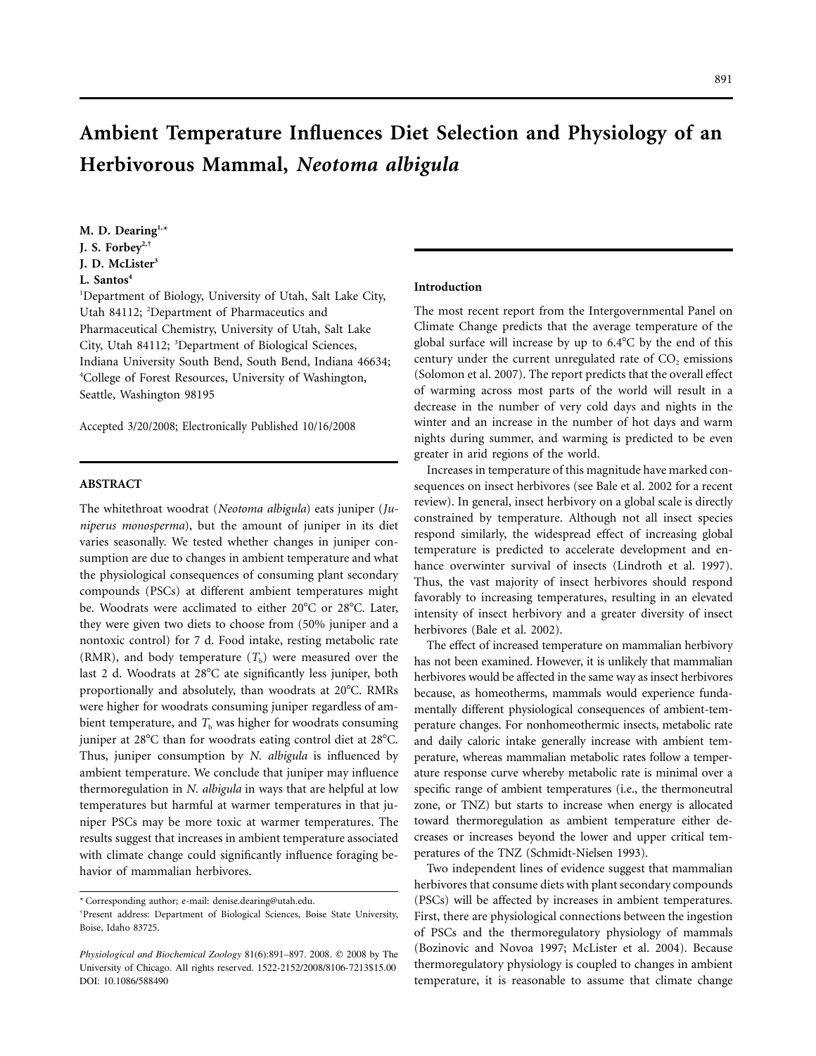# Ambient Temperature Influences Diet Selection and Physiology of an Herbivorous Mammal, *Neotoma albigula*

**M. D. Dearing[1,*]**
**J. S. Forbey[2,†]**
**J. D. McLister[3]**
**L. Santos[4]**

[1]Department of Biology, University of Utah, Salt Lake City, Utah 84112; [2]Department of Pharmaceutics and Pharmaceutical Chemistry, University of Utah, Salt Lake City, Utah 84112; [3]Department of Biological Sciences, Indiana University South Bend, South Bend, Indiana 46634; [4]College of Forest Resources, University of Washington, Seattle, Washington 98195

Accepted 3/20/2008; Electronically Published 10/16/2008

## ABSTRACT

The whitethroat woodrat (*Neotoma albigula*) eats juniper (*Juniperus monosperma*), but the amount of juniper in its diet varies seasonally. We tested whether changes in juniper consumption are due to changes in ambient temperature and what the physiological consequences of consuming plant secondary compounds (PSCs) at different ambient temperatures might be. Woodrats were acclimated to either 20°C or 28°C. Later, they were given two diets to choose from (50% juniper and a nontoxic control) for 7 d. Food intake, resting metabolic rate (RMR), and body temperature ($T_b$) were measured over the last 2 d. Woodrats at 28°C ate significantly less juniper, both proportionally and absolutely, than woodrats at 20°C. RMRs were higher for woodrats consuming juniper regardless of ambient temperature, and $T_b$ was higher for woodrats consuming juniper at 28°C than for woodrats eating control diet at 28°C. Thus, juniper consumption by *N. albigula* is influenced by ambient temperature. We conclude that juniper may influence thermoregulation in *N. albigula* in ways that are helpful at low temperatures but harmful at warmer temperatures in that juniper PSCs may be more toxic at warmer temperatures. The results suggest that increases in ambient temperature associated with climate change could significantly influence foraging behavior of mammalian herbivores.

* Corresponding author; e-mail: denise.dearing@utah.edu.

† Present address: Department of Biological Sciences, Boise State University, Boise, Idaho 83725.

*Physiological and Biochemical Zoology* 81(6):891–897. 2008. © 2008 by The University of Chicago. All rights reserved. 1522-2152/2008/8106-7213$15.00
DOI: 10.1086/588490

## Introduction

The most recent report from the Intergovernmental Panel on Climate Change predicts that the average temperature of the global surface will increase by up to 6.4°C by the end of this century under the current unregulated rate of $CO_2$ emissions (Solomon et al. 2007). The report predicts that the overall effect of warming across most parts of the world will result in a decrease in the number of very cold days and nights in the winter and an increase in the number of hot days and warm nights during summer, and warming is predicted to be even greater in arid regions of the world.

Increases in temperature of this magnitude have marked consequences on insect herbivores (see Bale et al. 2002 for a recent review). In general, insect herbivory on a global scale is directly constrained by temperature. Although not all insect species respond similarly, the widespread effect of increasing global temperature is predicted to accelerate development and enhance overwinter survival of insects (Lindroth et al. 1997). Thus, the vast majority of insect herbivores should respond favorably to increasing temperatures, resulting in an elevated intensity of insect herbivory and a greater diversity of insect herbivores (Bale et al. 2002).

The effect of increased temperature on mammalian herbivory has not been examined. However, it is unlikely that mammalian herbivores would be affected in the same way as insect herbivores because, as homeotherms, mammals would experience fundamentally different physiological consequences of ambient-temperature changes. For nonhomeothermic insects, metabolic rate and daily caloric intake generally increase with ambient temperature, whereas mammalian metabolic rates follow a temperature response curve whereby metabolic rate is minimal over a specific range of ambient temperatures (i.e., the thermoneutral zone, or TNZ) but starts to increase when energy is allocated toward thermoregulation as ambient temperature either decreases or increases beyond the lower and upper critical temperatures of the TNZ (Schmidt-Nielsen 1993).

Two independent lines of evidence suggest that mammalian herbivores that consume diets with plant secondary compounds (PSCs) will be affected by increases in ambient temperatures. First, there are physiological connections between the ingestion of PSCs and the thermoregulatory physiology of mammals (Bozinovic and Novoa 1997; McLister et al. 2004). Because thermoregulatory physiology is coupled to changes in ambient temperature, it is reasonable to assume that climate change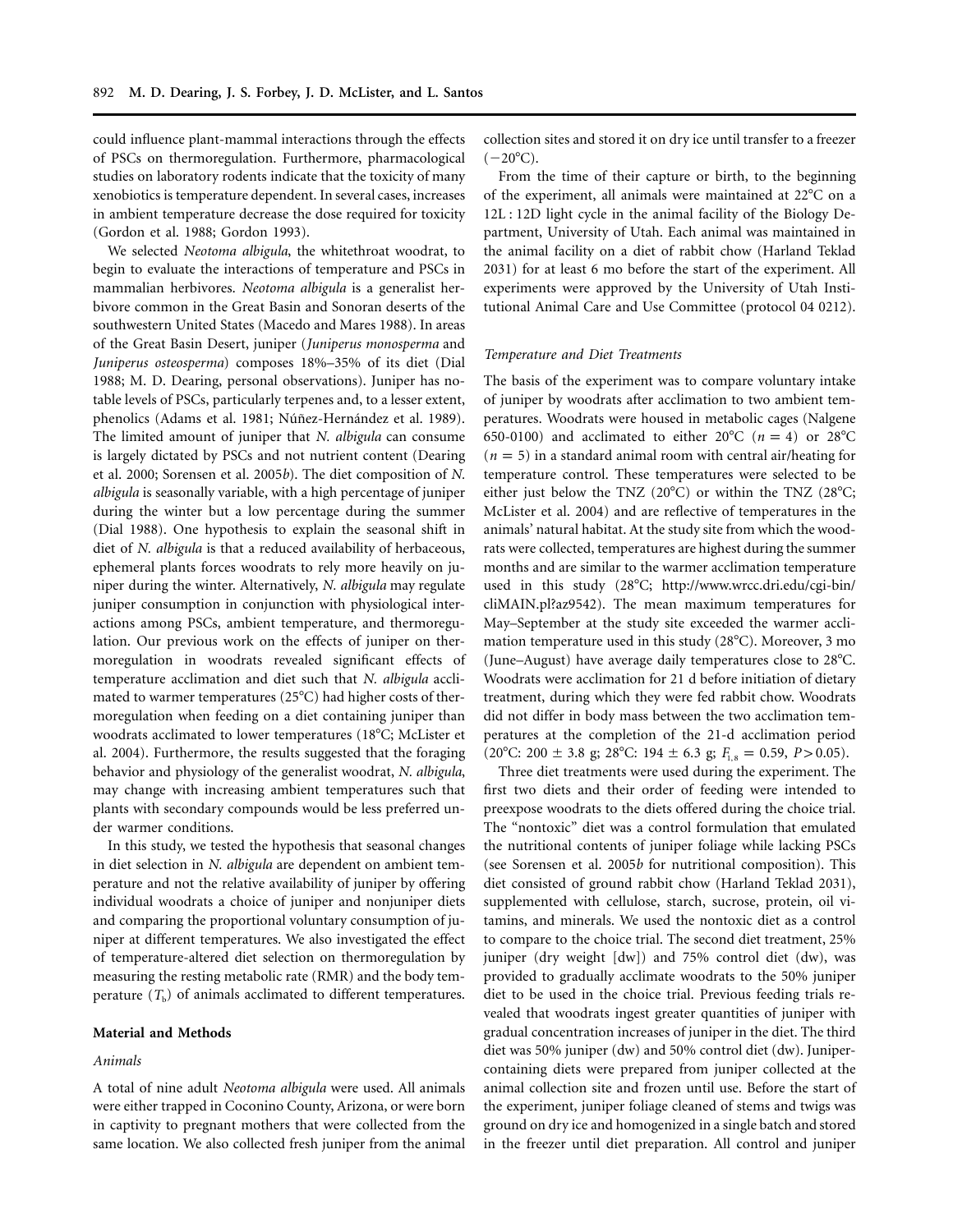could influence plant-mammal interactions through the effects of PSCs on thermoregulation. Furthermore, pharmacological studies on laboratory rodents indicate that the toxicity of many xenobiotics is temperature dependent. In several cases, increases in ambient temperature decrease the dose required for toxicity (Gordon et al. 1988; Gordon 1993).

We selected *Neotoma albigula*, the whitethroat woodrat, to begin to evaluate the interactions of temperature and PSCs in mammalian herbivores. *Neotoma albigula* is a generalist herbivore common in the Great Basin and Sonoran deserts of the southwestern United States (Macedo and Mares 1988). In areas of the Great Basin Desert, juniper (*Juniperus monosperma* and *Juniperus osteosperma*) composes 18%–35% of its diet (Dial 1988; M. D. Dearing, personal observations). Juniper has notable levels of PSCs, particularly terpenes and, to a lesser extent, phenolics (Adams et al. 1981; Núñez-Hernández et al. 1989). The limited amount of juniper that *N. albigula* can consume is largely dictated by PSCs and not nutrient content (Dearing et al. 2000; Sorensen et al. 2005*b*). The diet composition of *N. albigula* is seasonally variable, with a high percentage of juniper during the winter but a low percentage during the summer (Dial 1988). One hypothesis to explain the seasonal shift in diet of *N. albigula* is that a reduced availability of herbaceous, ephemeral plants forces woodrats to rely more heavily on juniper during the winter. Alternatively, *N. albigula* may regulate juniper consumption in conjunction with physiological interactions among PSCs, ambient temperature, and thermoregulation. Our previous work on the effects of juniper on thermoregulation in woodrats revealed significant effects of temperature acclimation and diet such that *N. albigula* acclimated to warmer temperatures (25°C) had higher costs of thermoregulation when feeding on a diet containing juniper than woodrats acclimated to lower temperatures (18°C; McLister et al. 2004). Furthermore, the results suggested that the foraging behavior and physiology of the generalist woodrat, *N. albigula*, may change with increasing ambient temperatures such that plants with secondary compounds would be less preferred under warmer conditions.

In this study, we tested the hypothesis that seasonal changes in diet selection in *N. albigula* are dependent on ambient temperature and not the relative availability of juniper by offering individual woodrats a choice of juniper and nonjuniper diets and comparing the proportional voluntary consumption of juniper at different temperatures. We also investigated the effect of temperature-altered diet selection on thermoregulation by measuring the resting metabolic rate (RMR) and the body temperature ($T_b$) of animals acclimated to different temperatures.

## Material and Methods

### *Animals*

A total of nine adult *Neotoma albigula* were used. All animals were either trapped in Coconino County, Arizona, or were born in captivity to pregnant mothers that were collected from the same location. We also collected fresh juniper from the animal collection sites and stored it on dry ice until transfer to a freezer (−20°C).

From the time of their capture or birth, to the beginning of the experiment, all animals were maintained at 22°C on a 12L : 12D light cycle in the animal facility of the Biology Department, University of Utah. Each animal was maintained in the animal facility on a diet of rabbit chow (Harland Teklad 2031) for at least 6 mo before the start of the experiment. All experiments were approved by the University of Utah Institutional Animal Care and Use Committee (protocol 04 0212).

### *Temperature and Diet Treatments*

The basis of the experiment was to compare voluntary intake of juniper by woodrats after acclimation to two ambient temperatures. Woodrats were housed in metabolic cages (Nalgene 650-0100) and acclimated to either 20°C ($n = 4$) or 28°C ($n = 5$) in a standard animal room with central air/heating for temperature control. These temperatures were selected to be either just below the TNZ (20°C) or within the TNZ (28°C; McLister et al. 2004) and are reflective of temperatures in the animals' natural habitat. At the study site from which the woodrats were collected, temperatures are highest during the summer months and are similar to the warmer acclimation temperature used in this study (28°C; http://www.wrcc.dri.edu/cgi-bin/cliMAIN.pl?az9542). The mean maximum temperatures for May–September at the study site exceeded the warmer acclimation temperature used in this study (28°C). Moreover, 3 mo (June–August) have average daily temperatures close to 28°C. Woodrats were acclimation for 21 d before initiation of dietary treatment, during which they were fed rabbit chow. Woodrats did not differ in body mass between the two acclimation temperatures at the completion of the 21-d acclimation period (20°C: 200 ± 3.8 g; 28°C: 194 ± 6.3 g; $F_{1,8} = 0.59$, $P > 0.05$).

Three diet treatments were used during the experiment. The first two diets and their order of feeding were intended to preexpose woodrats to the diets offered during the choice trial. The "nontoxic" diet was a control formulation that emulated the nutritional contents of juniper foliage while lacking PSCs (see Sorensen et al. 2005*b* for nutritional composition). This diet consisted of ground rabbit chow (Harland Teklad 2031), supplemented with cellulose, starch, sucrose, protein, oil vitamins, and minerals. We used the nontoxic diet as a control to compare to the choice trial. The second diet treatment, 25% juniper (dry weight [dw]) and 75% control diet (dw), was provided to gradually acclimate woodrats to the 50% juniper diet to be used in the choice trial. Previous feeding trials revealed that woodrats ingest greater quantities of juniper with gradual concentration increases of juniper in the diet. The third diet was 50% juniper (dw) and 50% control diet (dw). Juniper-containing diets were prepared from juniper collected at the animal collection site and frozen until use. Before the start of the experiment, juniper foliage cleaned of stems and twigs was ground on dry ice and homogenized in a single batch and stored in the freezer until diet preparation. All control and juniper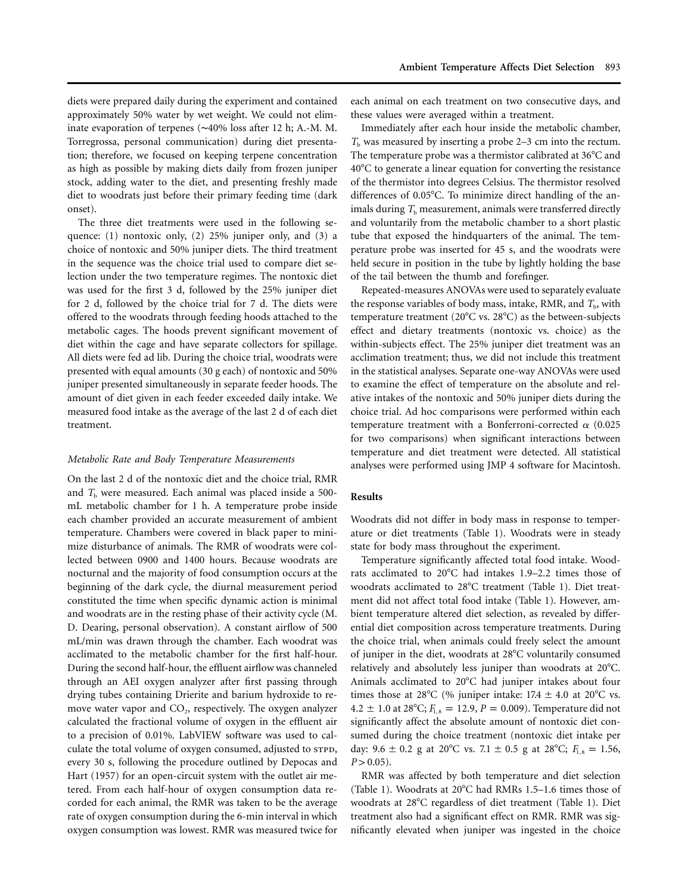diets were prepared daily during the experiment and contained approximately 50% water by wet weight. We could not eliminate evaporation of terpenes (∼40% loss after 12 h; A.-M. M. Torregrossa, personal communication) during diet presentation; therefore, we focused on keeping terpene concentration as high as possible by making diets daily from frozen juniper stock, adding water to the diet, and presenting freshly made diet to woodrats just before their primary feeding time (dark onset).

The three diet treatments were used in the following sequence: (1) nontoxic only, (2) 25% juniper only, and (3) a choice of nontoxic and 50% juniper diets. The third treatment in the sequence was the choice trial used to compare diet selection under the two temperature regimes. The nontoxic diet was used for the first 3 d, followed by the 25% juniper diet for 2 d, followed by the choice trial for 7 d. The diets were offered to the woodrats through feeding hoods attached to the metabolic cages. The hoods prevent significant movement of diet within the cage and have separate collectors for spillage. All diets were fed ad lib. During the choice trial, woodrats were presented with equal amounts (30 g each) of nontoxic and 50% juniper presented simultaneously in separate feeder hoods. The amount of diet given in each feeder exceeded daily intake. We measured food intake as the average of the last 2 d of each diet treatment.

### *Metabolic Rate and Body Temperature Measurements*

On the last 2 d of the nontoxic diet and the choice trial, RMR and $T_b$ were measured. Each animal was placed inside a 500-mL metabolic chamber for 1 h. A temperature probe inside each chamber provided an accurate measurement of ambient temperature. Chambers were covered in black paper to minimize disturbance of animals. The RMR of woodrats were collected between 0900 and 1400 hours. Because woodrats are nocturnal and the majority of food consumption occurs at the beginning of the dark cycle, the diurnal measurement period constituted the time when specific dynamic action is minimal and woodrats are in the resting phase of their activity cycle (M. D. Dearing, personal observation). A constant airflow of 500 mL/min was drawn through the chamber. Each woodrat was acclimated to the metabolic chamber for the first half-hour. During the second half-hour, the effluent airflow was channeled through an AEI oxygen analyzer after first passing through drying tubes containing Drierite and barium hydroxide to remove water vapor and $CO_2$, respectively. The oxygen analyzer calculated the fractional volume of oxygen in the effluent air to a precision of 0.01%. LabVIEW software was used to calculate the total volume of oxygen consumed, adjusted to STPD, every 30 s, following the procedure outlined by Depocas and Hart (1957) for an open-circuit system with the outlet air metered. From each half-hour of oxygen consumption data recorded for each animal, the RMR was taken to be the average rate of oxygen consumption during the 6-min interval in which oxygen consumption was lowest. RMR was measured twice for each animal on each treatment on two consecutive days, and these values were averaged within a treatment.

Immediately after each hour inside the metabolic chamber, $T_b$ was measured by inserting a probe 2–3 cm into the rectum. The temperature probe was a thermistor calibrated at 36°C and 40°C to generate a linear equation for converting the resistance of the thermistor into degrees Celsius. The thermistor resolved differences of 0.05°C. To minimize direct handling of the animals during $T_b$ measurement, animals were transferred directly and voluntarily from the metabolic chamber to a short plastic tube that exposed the hindquarters of the animal. The temperature probe was inserted for 45 s, and the woodrats were held secure in position in the tube by lightly holding the base of the tail between the thumb and forefinger.

Repeated-measures ANOVAs were used to separately evaluate the response variables of body mass, intake, RMR, and $T_b$, with temperature treatment (20°C vs. 28°C) as the between-subjects effect and dietary treatments (nontoxic vs. choice) as the within-subjects effect. The 25% juniper diet treatment was an acclimation treatment; thus, we did not include this treatment in the statistical analyses. Separate one-way ANOVAs were used to examine the effect of temperature on the absolute and relative intakes of the nontoxic and 50% juniper diets during the choice trial. Ad hoc comparisons were performed within each temperature treatment with a Bonferroni-corrected $\alpha$ (0.025 for two comparisons) when significant interactions between temperature and diet treatment were detected. All statistical analyses were performed using JMP 4 software for Macintosh.

## Results

Woodrats did not differ in body mass in response to temperature or diet treatments (Table 1). Woodrats were in steady state for body mass throughout the experiment.

Temperature significantly affected total food intake. Woodrats acclimated to 20°C had intakes 1.9–2.2 times those of woodrats acclimated to 28°C treatment (Table 1). Diet treatment did not affect total food intake (Table 1). However, ambient temperature altered diet selection, as revealed by differential diet composition across temperature treatments. During the choice trial, when animals could freely select the amount of juniper in the diet, woodrats at 28°C voluntarily consumed relatively and absolutely less juniper than woodrats at 20°C. Animals acclimated to 20°C had juniper intakes about four times those at 28°C (% juniper intake: 17.4 ± 4.0 at 20°C vs. 4.2 ± 1.0 at 28°C; $F_{1,8} = 12.9$, $P = 0.009$). Temperature did not significantly affect the absolute amount of nontoxic diet consumed during the choice treatment (nontoxic diet intake per day: 9.6 ± 0.2 g at 20°C vs. 7.1 ± 0.5 g at 28°C; $F_{1,8} = 1.56$, $P > 0.05$).

RMR was affected by both temperature and diet selection (Table 1). Woodrats at 20°C had RMRs 1.5–1.6 times those of woodrats at 28°C regardless of diet treatment (Table 1). Diet treatment also had a significant effect on RMR. RMR was significantly elevated when juniper was ingested in the choice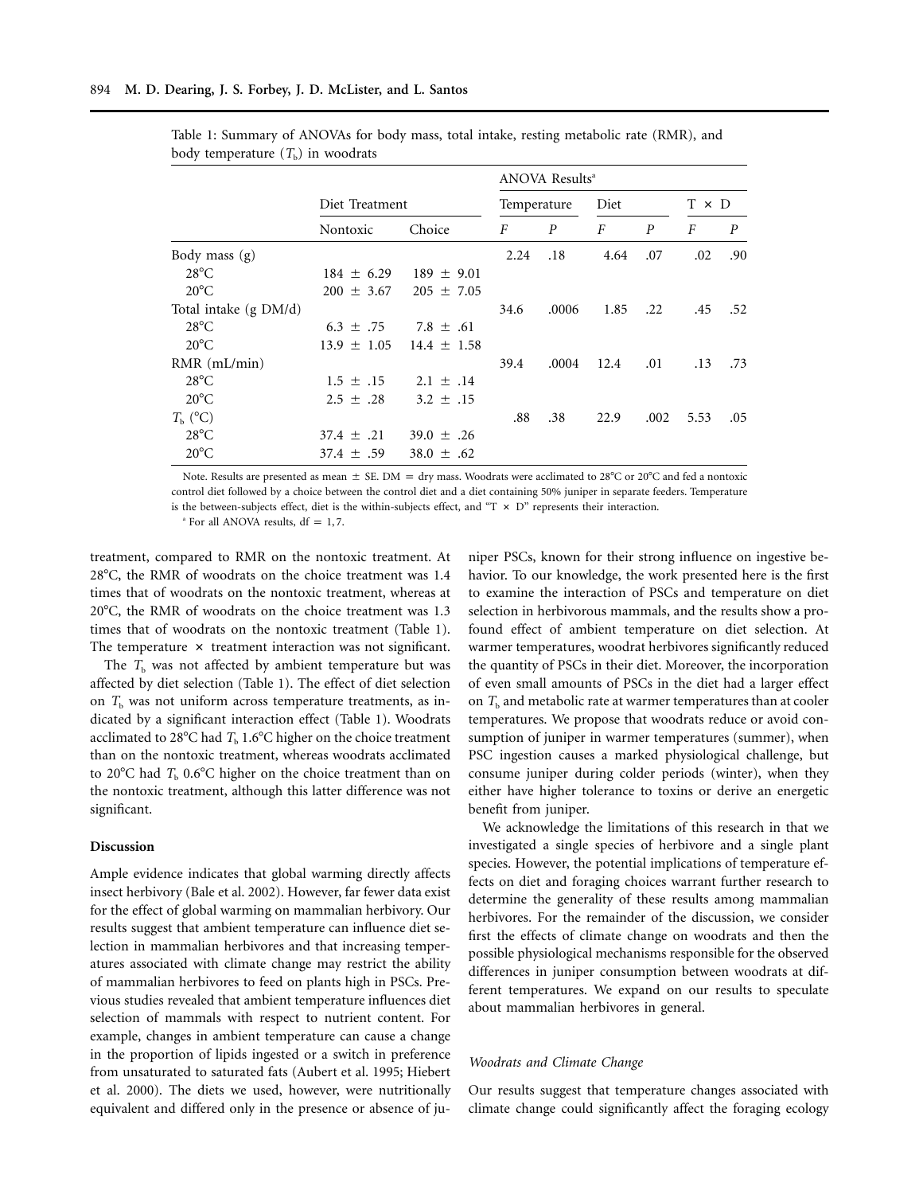Table 1: Summary of ANOVAs for body mass, total intake, resting metabolic rate (RMR), and body temperature ($T_b$) in woodrats

| | Diet Treatment | | ANOVA Results[a] | | | | | |
|---|---|---|---|---|---|---|---|---|
| | | | Temperature | | Diet | | T × D | |
| | Nontoxic | Choice | $F$ | $P$ | $F$ | $P$ | $F$ | $P$ |
| Body mass (g) | | | 2.24 | .18 | 4.64 | .07 | .02 | .90 |
| 28°C | 184 ± 6.29 | 189 ± 9.01 | | | | | | |
| 20°C | 200 ± 3.67 | 205 ± 7.05 | | | | | | |
| Total intake (g DM/d) | | | 34.6 | .0006 | 1.85 | .22 | .45 | .52 |
| 28°C | 6.3 ± .75 | 7.8 ± .61 | | | | | | |
| 20°C | 13.9 ± 1.05 | 14.4 ± 1.58 | | | | | | |
| RMR (mL/min) | | | 39.4 | .0004 | 12.4 | .01 | .13 | .73 |
| 28°C | 1.5 ± .15 | 2.1 ± .14 | | | | | | |
| 20°C | 2.5 ± .28 | 3.2 ± .15 | | | | | | |
| $T_b$ (°C) | | | .88 | .38 | 22.9 | .002 | 5.53 | .05 |
| 28°C | 37.4 ± .21 | 39.0 ± .26 | | | | | | |
| 20°C | 37.4 ± .59 | 38.0 ± .62 | | | | | | |

Note. Results are presented as mean ± SE. DM = dry mass. Woodrats were acclimated to 28°C or 20°C and fed a nontoxic control diet followed by a choice between the control diet and a diet containing 50% juniper in separate feeders. Temperature is the between-subjects effect, diet is the within-subjects effect, and "T × D" represents their interaction.

[a] For all ANOVA results, df = 1, 7.

treatment, compared to RMR on the nontoxic treatment. At 28°C, the RMR of woodrats on the choice treatment was 1.4 times that of woodrats on the nontoxic treatment, whereas at 20°C, the RMR of woodrats on the choice treatment was 1.3 times that of woodrats on the nontoxic treatment (Table 1). The temperature × treatment interaction was not significant.

The $T_b$ was not affected by ambient temperature but was affected by diet selection (Table 1). The effect of diet selection on $T_b$ was not uniform across temperature treatments, as indicated by a significant interaction effect (Table 1). Woodrats acclimated to 28°C had $T_b$ 1.6°C higher on the choice treatment than on the nontoxic treatment, whereas woodrats acclimated to 20°C had $T_b$ 0.6°C higher on the choice treatment than on the nontoxic treatment, although this latter difference was not significant.

## Discussion

Ample evidence indicates that global warming directly affects insect herbivory (Bale et al. 2002). However, far fewer data exist for the effect of global warming on mammalian herbivory. Our results suggest that ambient temperature can influence diet selection in mammalian herbivores and that increasing temperatures associated with climate change may restrict the ability of mammalian herbivores to feed on plants high in PSCs. Previous studies revealed that ambient temperature influences diet selection of mammals with respect to nutrient content. For example, changes in ambient temperature can cause a change in the proportion of lipids ingested or a switch in preference from unsaturated to saturated fats (Aubert et al. 1995; Hiebert et al. 2000). The diets we used, however, were nutritionally equivalent and differed only in the presence or absence of juniper PSCs, known for their strong influence on ingestive behavior. To our knowledge, the work presented here is the first to examine the interaction of PSCs and temperature on diet selection in herbivorous mammals, and the results show a profound effect of ambient temperature on diet selection. At warmer temperatures, woodrat herbivores significantly reduced the quantity of PSCs in their diet. Moreover, the incorporation of even small amounts of PSCs in the diet had a larger effect on $T_b$ and metabolic rate at warmer temperatures than at cooler temperatures. We propose that woodrats reduce or avoid consumption of juniper in warmer temperatures (summer), when PSC ingestion causes a marked physiological challenge, but consume juniper during colder periods (winter), when they either have higher tolerance to toxins or derive an energetic benefit from juniper.

We acknowledge the limitations of this research in that we investigated a single species of herbivore and a single plant species. However, the potential implications of temperature effects on diet and foraging choices warrant further research to determine the generality of these results among mammalian herbivores. For the remainder of the discussion, we consider first the effects of climate change on woodrats and then the possible physiological mechanisms responsible for the observed differences in juniper consumption between woodrats at different temperatures. We expand on our results to speculate about mammalian herbivores in general.

### *Woodrats and Climate Change*

Our results suggest that temperature changes associated with climate change could significantly affect the foraging ecology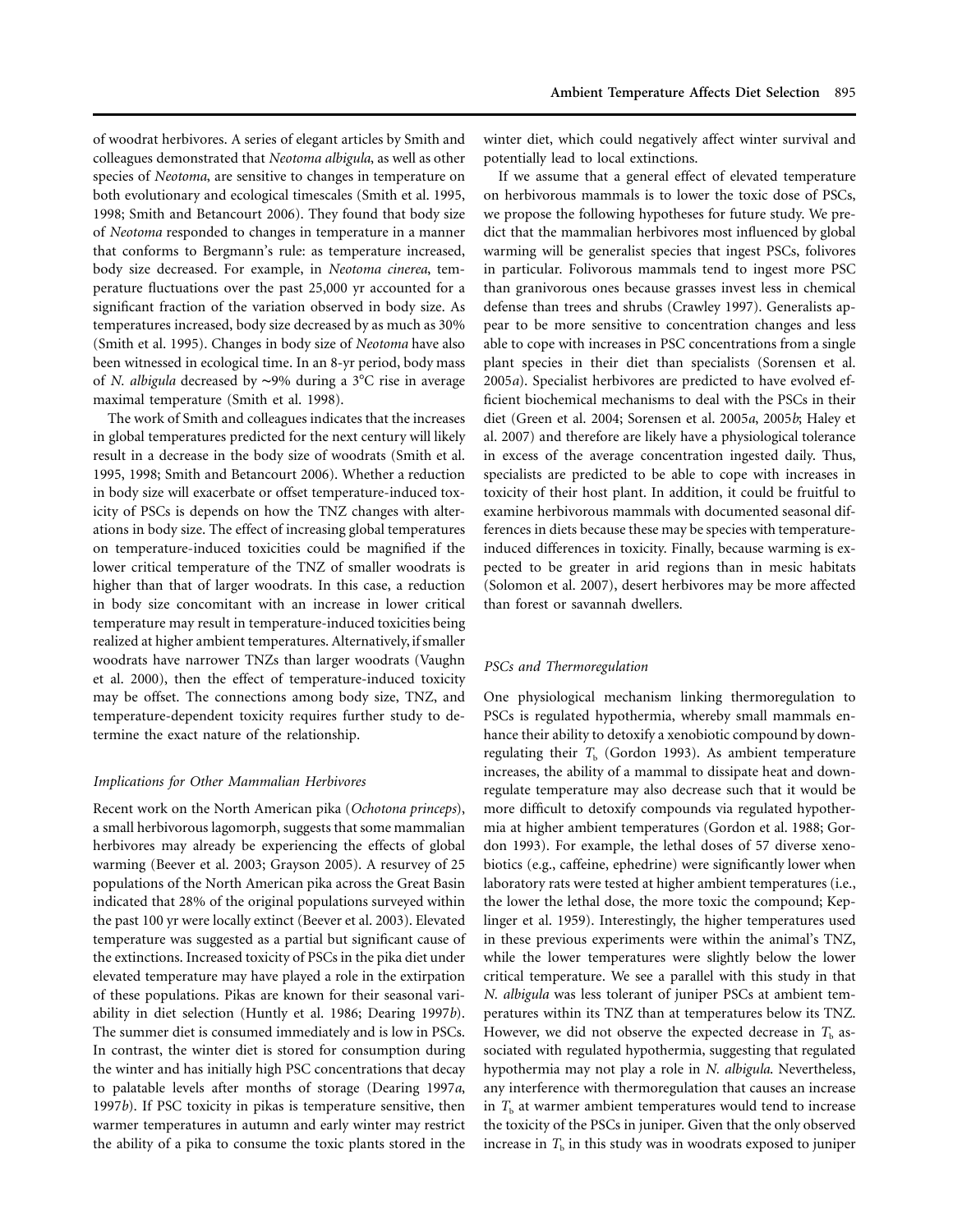of woodrat herbivores. A series of elegant articles by Smith and colleagues demonstrated that *Neotoma albigula*, as well as other species of *Neotoma*, are sensitive to changes in temperature on both evolutionary and ecological timescales (Smith et al. 1995, 1998; Smith and Betancourt 2006). They found that body size of *Neotoma* responded to changes in temperature in a manner that conforms to Bergmann's rule: as temperature increased, body size decreased. For example, in *Neotoma cinerea*, temperature fluctuations over the past 25,000 yr accounted for a significant fraction of the variation observed in body size. As temperatures increased, body size decreased by as much as 30% (Smith et al. 1995). Changes in body size of *Neotoma* have also been witnessed in ecological time. In an 8-yr period, body mass of *N. albigula* decreased by ~9% during a 3°C rise in average maximal temperature (Smith et al. 1998).

The work of Smith and colleagues indicates that the increases in global temperatures predicted for the next century will likely result in a decrease in the body size of woodrats (Smith et al. 1995, 1998; Smith and Betancourt 2006). Whether a reduction in body size will exacerbate or offset temperature-induced toxicity of PSCs is depends on how the TNZ changes with alterations in body size. The effect of increasing global temperatures on temperature-induced toxicities could be magnified if the lower critical temperature of the TNZ of smaller woodrats is higher than that of larger woodrats. In this case, a reduction in body size concomitant with an increase in lower critical temperature may result in temperature-induced toxicities being realized at higher ambient temperatures. Alternatively, if smaller woodrats have narrower TNZs than larger woodrats (Vaughn et al. 2000), then the effect of temperature-induced toxicity may be offset. The connections among body size, TNZ, and temperature-dependent toxicity requires further study to determine the exact nature of the relationship.

### *Implications for Other Mammalian Herbivores*

Recent work on the North American pika (*Ochotona princeps*), a small herbivorous lagomorph, suggests that some mammalian herbivores may already be experiencing the effects of global warming (Beever et al. 2003; Grayson 2005). A resurvey of 25 populations of the North American pika across the Great Basin indicated that 28% of the original populations surveyed within the past 100 yr were locally extinct (Beever et al. 2003). Elevated temperature was suggested as a partial but significant cause of the extinctions. Increased toxicity of PSCs in the pika diet under elevated temperature may have played a role in the extirpation of these populations. Pikas are known for their seasonal variability in diet selection (Huntly et al. 1986; Dearing 1997*b*). The summer diet is consumed immediately and is low in PSCs. In contrast, the winter diet is stored for consumption during the winter and has initially high PSC concentrations that decay to palatable levels after months of storage (Dearing 1997*a*, 1997*b*). If PSC toxicity in pikas is temperature sensitive, then warmer temperatures in autumn and early winter may restrict the ability of a pika to consume the toxic plants stored in the winter diet, which could negatively affect winter survival and potentially lead to local extinctions.

If we assume that a general effect of elevated temperature on herbivorous mammals is to lower the toxic dose of PSCs, we propose the following hypotheses for future study. We predict that the mammalian herbivores most influenced by global warming will be generalist species that ingest PSCs, folivores in particular. Folivorous mammals tend to ingest more PSC than granivorous ones because grasses invest less in chemical defense than trees and shrubs (Crawley 1997). Generalists appear to be more sensitive to concentration changes and less able to cope with increases in PSC concentrations from a single plant species in their diet than specialists (Sorensen et al. 2005*a*). Specialist herbivores are predicted to have evolved efficient biochemical mechanisms to deal with the PSCs in their diet (Green et al. 2004; Sorensen et al. 2005*a*, 2005*b*; Haley et al. 2007) and therefore are likely have a physiological tolerance in excess of the average concentration ingested daily. Thus, specialists are predicted to be able to cope with increases in toxicity of their host plant. In addition, it could be fruitful to examine herbivorous mammals with documented seasonal differences in diets because these may be species with temperature-induced differences in toxicity. Finally, because warming is expected to be greater in arid regions than in mesic habitats (Solomon et al. 2007), desert herbivores may be more affected than forest or savannah dwellers.

### *PSCs and Thermoregulation*

One physiological mechanism linking thermoregulation to PSCs is regulated hypothermia, whereby small mammals enhance their ability to detoxify a xenobiotic compound by downregulating their $T_b$ (Gordon 1993). As ambient temperature increases, the ability of a mammal to dissipate heat and downregulate temperature may also decrease such that it would be more difficult to detoxify compounds via regulated hypothermia at higher ambient temperatures (Gordon et al. 1988; Gordon 1993). For example, the lethal doses of 57 diverse xenobiotics (e.g., caffeine, ephedrine) were significantly lower when laboratory rats were tested at higher ambient temperatures (i.e., the lower the lethal dose, the more toxic the compound; Keplinger et al. 1959). Interestingly, the higher temperatures used in these previous experiments were within the animal's TNZ, while the lower temperatures were slightly below the lower critical temperature. We see a parallel with this study in that *N. albigula* was less tolerant of juniper PSCs at ambient temperatures within its TNZ than at temperatures below its TNZ. However, we did not observe the expected decrease in $T_b$ associated with regulated hypothermia, suggesting that regulated hypothermia may not play a role in *N. albigula*. Nevertheless, any interference with thermoregulation that causes an increase in $T_b$ at warmer ambient temperatures would tend to increase the toxicity of the PSCs in juniper. Given that the only observed increase in $T_b$ in this study was in woodrats exposed to juniper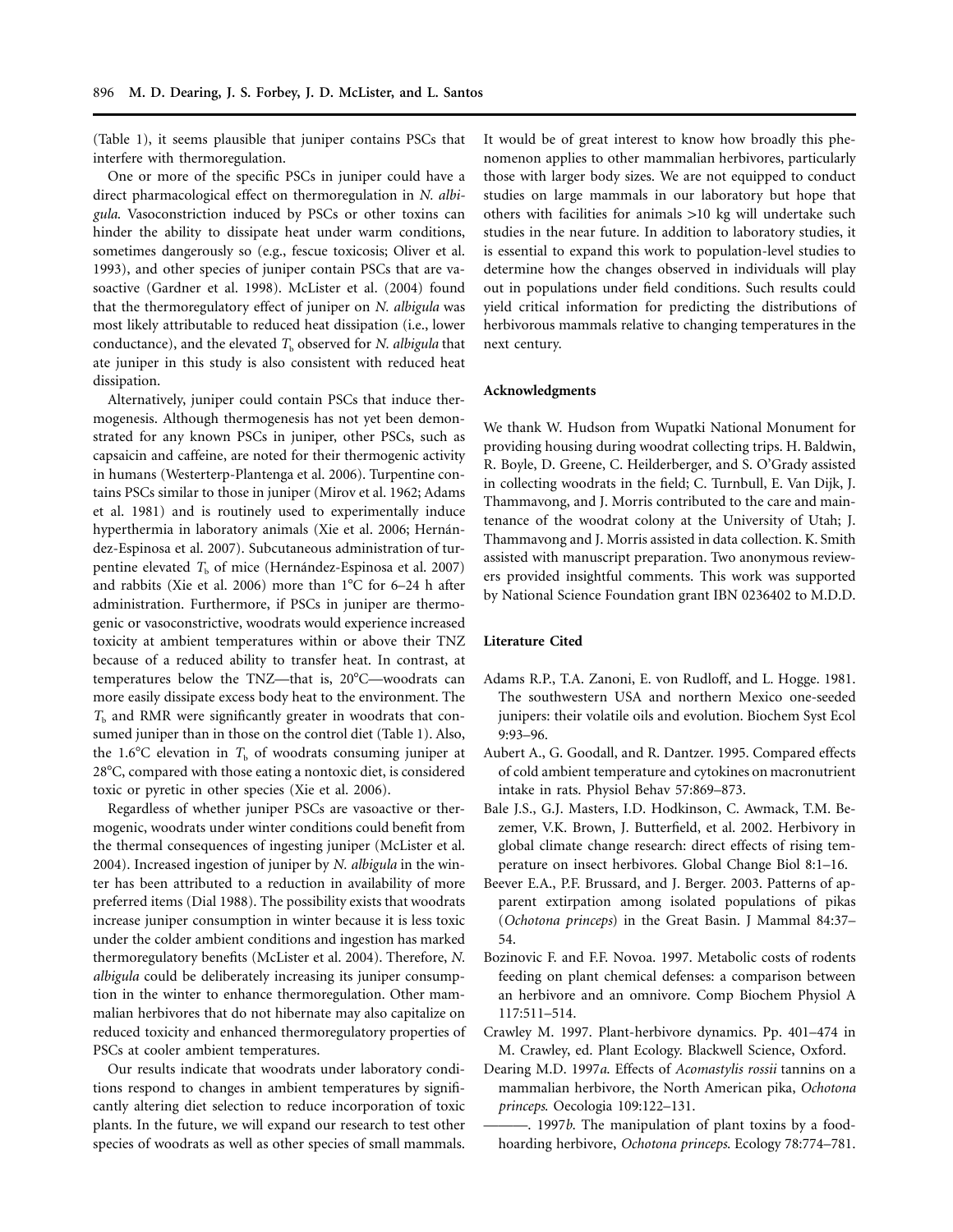(Table 1), it seems plausible that juniper contains PSCs that interfere with thermoregulation.

One or more of the specific PSCs in juniper could have a direct pharmacological effect on thermoregulation in *N. albigula.* Vasoconstriction induced by PSCs or other toxins can hinder the ability to dissipate heat under warm conditions, sometimes dangerously so (e.g., fescue toxicosis; Oliver et al. 1993), and other species of juniper contain PSCs that are vasoactive (Gardner et al. 1998). McLister et al. (2004) found that the thermoregulatory effect of juniper on *N. albigula* was most likely attributable to reduced heat dissipation (i.e., lower conductance), and the elevated $T_b$ observed for *N. albigula* that ate juniper in this study is also consistent with reduced heat dissipation.

Alternatively, juniper could contain PSCs that induce thermogenesis. Although thermogenesis has not yet been demonstrated for any known PSCs in juniper, other PSCs, such as capsaicin and caffeine, are noted for their thermogenic activity in humans (Westerterp-Plantenga et al. 2006). Turpentine contains PSCs similar to those in juniper (Mirov et al. 1962; Adams et al. 1981) and is routinely used to experimentally induce hyperthermia in laboratory animals (Xie et al. 2006; Hernández-Espinosa et al. 2007). Subcutaneous administration of turpentine elevated $T_b$ of mice (Hernández-Espinosa et al. 2007) and rabbits (Xie et al. 2006) more than 1°C for 6–24 h after administration. Furthermore, if PSCs in juniper are thermogenic or vasoconstrictive, woodrats would experience increased toxicity at ambient temperatures within or above their TNZ because of a reduced ability to transfer heat. In contrast, at temperatures below the TNZ—that is, 20°C—woodrats can more easily dissipate excess body heat to the environment. The $T_b$ and RMR were significantly greater in woodrats that consumed juniper than in those on the control diet (Table 1). Also, the 1.6°C elevation in $T_b$ of woodrats consuming juniper at 28°C, compared with those eating a nontoxic diet, is considered toxic or pyretic in other species (Xie et al. 2006).

Regardless of whether juniper PSCs are vasoactive or thermogenic, woodrats under winter conditions could benefit from the thermal consequences of ingesting juniper (McLister et al. 2004). Increased ingestion of juniper by *N. albigula* in the winter has been attributed to a reduction in availability of more preferred items (Dial 1988). The possibility exists that woodrats increase juniper consumption in winter because it is less toxic under the colder ambient conditions and ingestion has marked thermoregulatory benefits (McLister et al. 2004). Therefore, *N. albigula* could be deliberately increasing its juniper consumption in the winter to enhance thermoregulation. Other mammalian herbivores that do not hibernate may also capitalize on reduced toxicity and enhanced thermoregulatory properties of PSCs at cooler ambient temperatures.

Our results indicate that woodrats under laboratory conditions respond to changes in ambient temperatures by significantly altering diet selection to reduce incorporation of toxic plants. In the future, we will expand our research to test other species of woodrats as well as other species of small mammals. It would be of great interest to know how broadly this phenomenon applies to other mammalian herbivores, particularly those with larger body sizes. We are not equipped to conduct studies on large mammals in our laboratory but hope that others with facilities for animals >10 kg will undertake such studies in the near future. In addition to laboratory studies, it is essential to expand this work to population-level studies to determine how the changes observed in individuals will play out in populations under field conditions. Such results could yield critical information for predicting the distributions of herbivorous mammals relative to changing temperatures in the next century.

## Acknowledgments

We thank W. Hudson from Wupatki National Monument for providing housing during woodrat collecting trips. H. Baldwin, R. Boyle, D. Greene, C. Heilderberger, and S. O'Grady assisted in collecting woodrats in the field; C. Turnbull, E. Van Dijk, J. Thammavong, and J. Morris contributed to the care and maintenance of the woodrat colony at the University of Utah; J. Thammavong and J. Morris assisted in data collection. K. Smith assisted with manuscript preparation. Two anonymous reviewers provided insightful comments. This work was supported by National Science Foundation grant IBN 0236402 to M.D.D.

## Literature Cited

Adams R.P., T.A. Zanoni, E. von Rudloff, and L. Hogge. 1981. The southwestern USA and northern Mexico one-seeded junipers: their volatile oils and evolution. Biochem Syst Ecol 9:93–96.

Aubert A., G. Goodall, and R. Dantzer. 1995. Compared effects of cold ambient temperature and cytokines on macronutrient intake in rats. Physiol Behav 57:869–873.

Bale J.S., G.J. Masters, I.D. Hodkinson, C. Awmack, T.M. Bezemer, V.K. Brown, J. Butterfield, et al. 2002. Herbivory in global climate change research: direct effects of rising temperature on insect herbivores. Global Change Biol 8:1–16.

Beever E.A., P.F. Brussard, and J. Berger. 2003. Patterns of apparent extirpation among isolated populations of pikas (*Ochotona princeps*) in the Great Basin. J Mammal 84:37–54.

Bozinovic F. and F.F. Novoa. 1997. Metabolic costs of rodents feeding on plant chemical defenses: a comparison between an herbivore and an omnivore. Comp Biochem Physiol A 117:511–514.

Crawley M. 1997. Plant-herbivore dynamics. Pp. 401–474 in M. Crawley, ed. Plant Ecology. Blackwell Science, Oxford.

Dearing M.D. 1997*a*. Effects of *Acomastylis rossii* tannins on a mammalian herbivore, the North American pika, *Ochotona princeps.* Oecologia 109:122–131.

———. 1997*b*. The manipulation of plant toxins by a food-hoarding herbivore, *Ochotona princeps*. Ecology 78:774–781.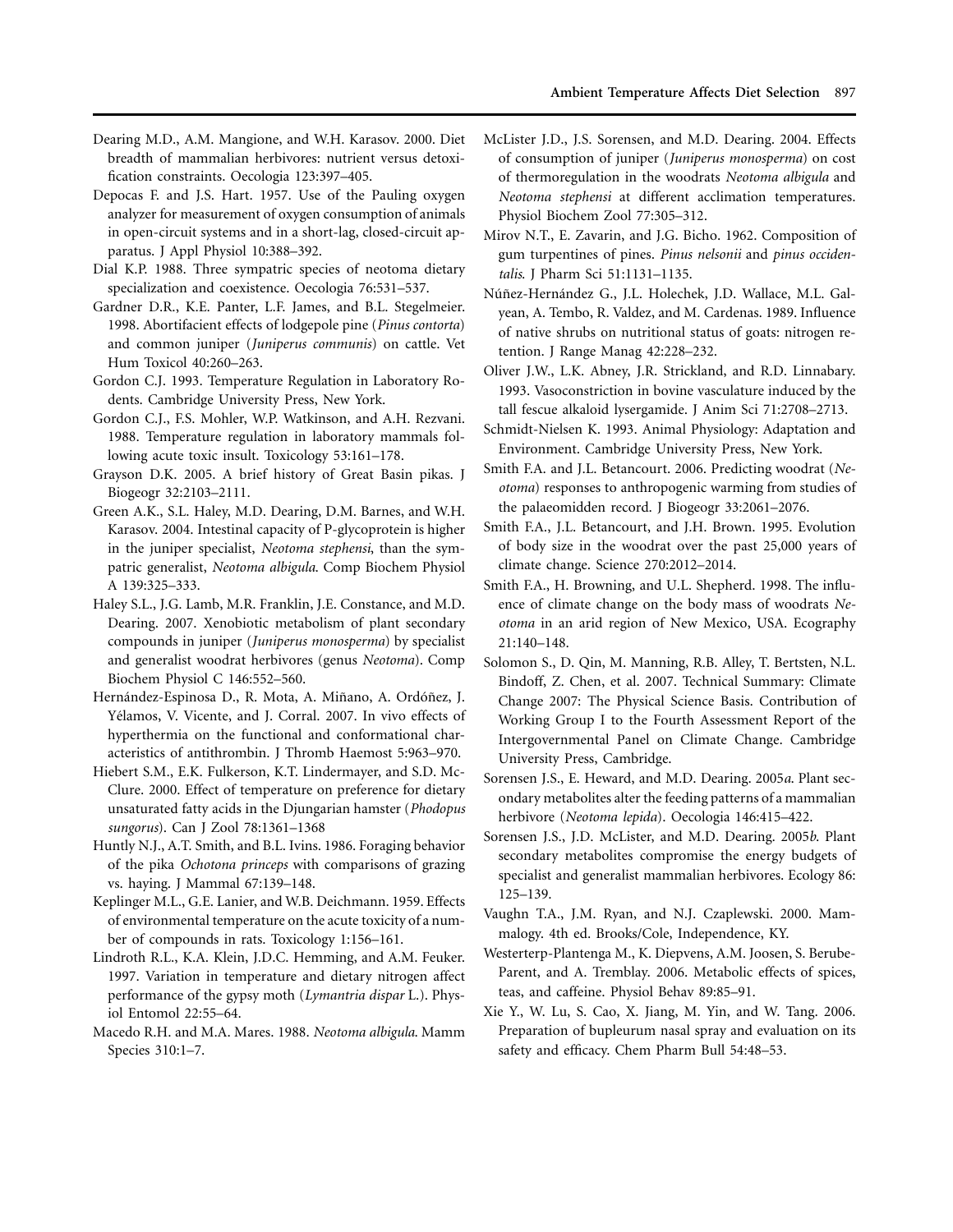Dearing M.D., A.M. Mangione, and W.H. Karasov. 2000. Diet breadth of mammalian herbivores: nutrient versus detoxification constraints. Oecologia 123:397–405.

Depocas F. and J.S. Hart. 1957. Use of the Pauling oxygen analyzer for measurement of oxygen consumption of animals in open-circuit systems and in a short-lag, closed-circuit apparatus. J Appl Physiol 10:388–392.

Dial K.P. 1988. Three sympatric species of neotoma dietary specialization and coexistence. Oecologia 76:531–537.

Gardner D.R., K.E. Panter, L.F. James, and B.L. Stegelmeier. 1998. Abortifacient effects of lodgepole pine (*Pinus contorta*) and common juniper (*Juniperus communis*) on cattle. Vet Hum Toxicol 40:260–263.

Gordon C.J. 1993. Temperature Regulation in Laboratory Rodents. Cambridge University Press, New York.

Gordon C.J., F.S. Mohler, W.P. Watkinson, and A.H. Rezvani. 1988. Temperature regulation in laboratory mammals following acute toxic insult. Toxicology 53:161–178.

Grayson D.K. 2005. A brief history of Great Basin pikas. J Biogeogr 32:2103–2111.

Green A.K., S.L. Haley, M.D. Dearing, D.M. Barnes, and W.H. Karasov. 2004. Intestinal capacity of P-glycoprotein is higher in the juniper specialist, *Neotoma stephensi*, than the sympatric generalist, *Neotoma albigula*. Comp Biochem Physiol A 139:325–333.

Haley S.L., J.G. Lamb, M.R. Franklin, J.E. Constance, and M.D. Dearing. 2007. Xenobiotic metabolism of plant secondary compounds in juniper (*Juniperus monosperma*) by specialist and generalist woodrat herbivores (genus *Neotoma*). Comp Biochem Physiol C 146:552–560.

Hernández-Espinosa D., R. Mota, A. Miñano, A. Ordóñez, J. Yélamos, V. Vicente, and J. Corral. 2007. In vivo effects of hyperthermia on the functional and conformational characteristics of antithrombin. J Thromb Haemost 5:963–970.

Hiebert S.M., E.K. Fulkerson, K.T. Lindermayer, and S.D. McClure. 2000. Effect of temperature on preference for dietary unsaturated fatty acids in the Djungarian hamster (*Phodopus sungorus*). Can J Zool 78:1361–1368

Huntly N.J., A.T. Smith, and B.L. Ivins. 1986. Foraging behavior of the pika *Ochotona princeps* with comparisons of grazing vs. haying. J Mammal 67:139–148.

Keplinger M.L., G.E. Lanier, and W.B. Deichmann. 1959. Effects of environmental temperature on the acute toxicity of a number of compounds in rats. Toxicology 1:156–161.

Lindroth R.L., K.A. Klein, J.D.C. Hemming, and A.M. Feuker. 1997. Variation in temperature and dietary nitrogen affect performance of the gypsy moth (*Lymantria dispar* L.). Physiol Entomol 22:55–64.

Macedo R.H. and M.A. Mares. 1988. *Neotoma albigula*. Mamm Species 310:1–7.

McLister J.D., J.S. Sorensen, and M.D. Dearing. 2004. Effects of consumption of juniper (*Juniperus monosperma*) on cost of thermoregulation in the woodrats *Neotoma albigula* and *Neotoma stephensi* at different acclimation temperatures. Physiol Biochem Zool 77:305–312.

Mirov N.T., E. Zavarin, and J.G. Bicho. 1962. Composition of gum turpentines of pines. *Pinus nelsonii* and *pinus occidentalis*. J Pharm Sci 51:1131–1135.

Núñez-Hernández G., J.L. Holechek, J.D. Wallace, M.L. Galyean, A. Tembo, R. Valdez, and M. Cardenas. 1989. Influence of native shrubs on nutritional status of goats: nitrogen retention. J Range Manag 42:228–232.

Oliver J.W., L.K. Abney, J.R. Strickland, and R.D. Linnabary. 1993. Vasoconstriction in bovine vasculature induced by the tall fescue alkaloid lysergamide. J Anim Sci 71:2708–2713.

Schmidt-Nielsen K. 1993. Animal Physiology: Adaptation and Environment. Cambridge University Press, New York.

Smith F.A. and J.L. Betancourt. 2006. Predicting woodrat (*Neotoma*) responses to anthropogenic warming from studies of the palaeomidden record. J Biogeogr 33:2061–2076.

Smith F.A., J.L. Betancourt, and J.H. Brown. 1995. Evolution of body size in the woodrat over the past 25,000 years of climate change. Science 270:2012–2014.

Smith F.A., H. Browning, and U.L. Shepherd. 1998. The influence of climate change on the body mass of woodrats *Neotoma* in an arid region of New Mexico, USA. Ecography 21:140–148.

Solomon S., D. Qin, M. Manning, R.B. Alley, T. Bertsten, N.L. Bindoff, Z. Chen, et al. 2007. Technical Summary: Climate Change 2007: The Physical Science Basis. Contribution of Working Group I to the Fourth Assessment Report of the Intergovernmental Panel on Climate Change. Cambridge University Press, Cambridge.

Sorensen J.S., E. Heward, and M.D. Dearing. 2005*a*. Plant secondary metabolites alter the feeding patterns of a mammalian herbivore (*Neotoma lepida*). Oecologia 146:415–422.

Sorensen J.S., J.D. McLister, and M.D. Dearing. 2005*b*. Plant secondary metabolites compromise the energy budgets of specialist and generalist mammalian herbivores. Ecology 86: 125–139.

Vaughn T.A., J.M. Ryan, and N.J. Czaplewski. 2000. Mammalogy. 4th ed. Brooks/Cole, Independence, KY.

Westerterp-Plantenga M., K. Diepvens, A.M. Joosen, S. Berube-Parent, and A. Tremblay. 2006. Metabolic effects of spices, teas, and caffeine. Physiol Behav 89:85–91.

Xie Y., W. Lu, S. Cao, X. Jiang, M. Yin, and W. Tang. 2006. Preparation of bupleurum nasal spray and evaluation on its safety and efficacy. Chem Pharm Bull 54:48–53.